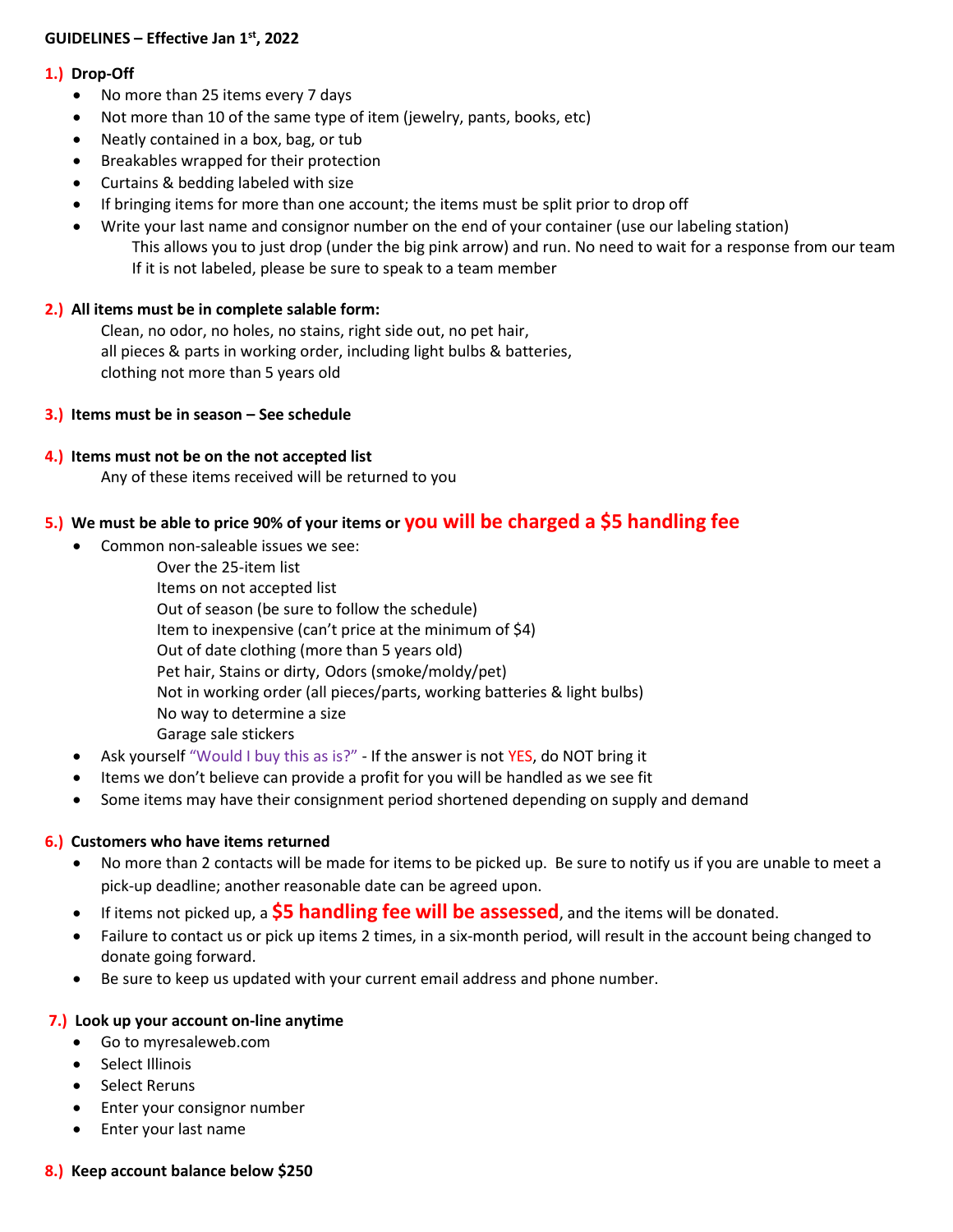**GUIDELINES – Effective Jan 1st, 2022**

**1.) Drop-Off**

- No more than 25 items every 7 days
- Not more than 10 of the same type of item (jewelry, pants, books, etc)
- Neatly contained in a box, bag, or tub
- Breakables wrapped for their protection
- Curtains & bedding labeled with size
- If bringing items for more than one account; the items must be split prior to drop off
- Write your last name and consignor number on the end of your container (use our labeling station)
  This allows you to just drop (under the big pink arrow) and run. No need to wait for a response from our team
  If it is not labeled, please be sure to speak to a team member

**2.) All items must be in complete salable form:**

Clean, no odor, no holes, no stains, right side out, no pet hair,
all pieces & parts in working order, including light bulbs & batteries,
clothing not more than 5 years old

**3.) Items must be in season – See schedule**

**4.) Items must not be on the not accepted list**

Any of these items received will be returned to you

**5.) We must be able to price 90% of your items or you will be charged a $5 handling fee**

- Common non-saleable issues we see:
  Over the 25-item list
  Items on not accepted list
  Out of season (be sure to follow the schedule)
  Item to inexpensive (can't price at the minimum of $4)
  Out of date clothing (more than 5 years old)
  Pet hair, Stains or dirty, Odors (smoke/moldy/pet)
  Not in working order (all pieces/parts, working batteries & light bulbs)
  No way to determine a size
  Garage sale stickers
- Ask yourself "Would I buy this as is?" - If the answer is not YES, do NOT bring it
- Items we don't believe can provide a profit for you will be handled as we see fit
- Some items may have their consignment period shortened depending on supply and demand

**6.) Customers who have items returned**

- No more than 2 contacts will be made for items to be picked up. Be sure to notify us if you are unable to meet a pick-up deadline; another reasonable date can be agreed upon.
- If items not picked up, a **$5 handling fee will be assessed**, and the items will be donated.
- Failure to contact us or pick up items 2 times, in a six-month period, will result in the account being changed to donate going forward.
- Be sure to keep us updated with your current email address and phone number.

**7.) Look up your account on-line anytime**

- Go to myresaleweb.com
- Select Illinois
- Select Reruns
- Enter your consignor number
- Enter your last name

**8.) Keep account balance below $250**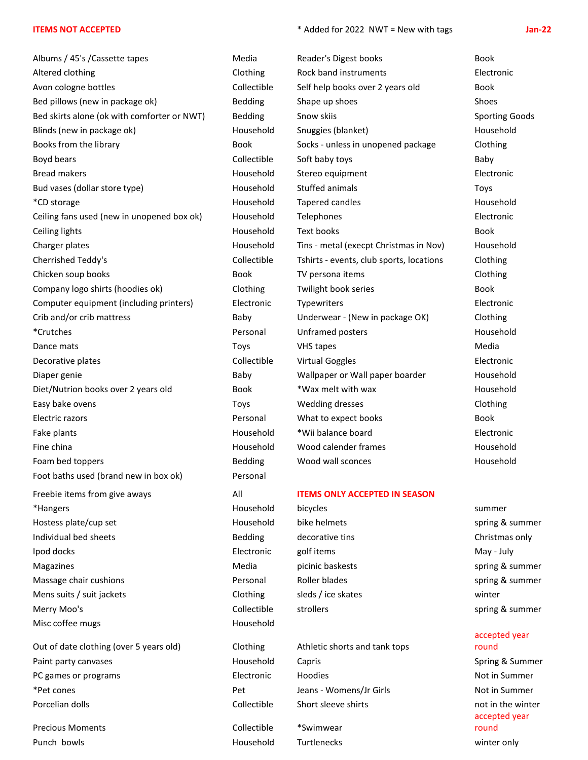**ITEMS NOT ACCEPTED** * Added for 2022 NWT = New with tags **Jan-22**

| Item | Category |
|---|---|
| Albums / 45's /Cassette tapes | Media |
| Altered clothing | Clothing |
| Avon cologne bottles | Collectible |
| Bed pillows (new in package ok) | Bedding |
| Bed skirts alone (ok with comforter or NWT) | Bedding |
| Blinds (new in package ok) | Household |
| Books from the library | Book |
| Boyd bears | Collectible |
| Bread makers | Household |
| Bud vases (dollar store type) | Household |
| *CD storage | Household |
| Ceiling fans used (new in unopened box ok) | Household |
| Ceiling lights | Household |
| Charger plates | Household |
| Cherrished Teddy's | Collectible |
| Chicken soup books | Book |
| Company logo shirts (hoodies ok) | Clothing |
| Computer equipment (including printers) | Electronic |
| Crib and/or crib mattress | Baby |
| *Crutches | Personal |
| Dance mats | Toys |
| Decorative plates | Collectible |
| Diaper genie | Baby |
| Diet/Nutrion books over 2 years old | Book |
| Easy bake ovens | Toys |
| Electric razors | Personal |
| Fake plants | Household |
| Fine china | Household |
| Foam bed toppers | Bedding |
| Foot baths used (brand new in box ok) | Personal |
| Freebie items from give aways | All |
| *Hangers | Household |
| Hostess plate/cup set | Household |
| Individual bed sheets | Bedding |
| Ipod docks | Electronic |
| Magazines | Media |
| Massage chair cushions | Personal |
| Mens suits / suit jackets | Clothing |
| Merry Moo's | Collectible |
| Misc coffee mugs | Household |
| Out of date clothing (over 5 years old) | Clothing |
| Paint party canvases | Household |
| PC games or programs | Electronic |
| *Pet cones | Pet |
| Porcelian dolls | Collectible |
| Precious Moments | Collectible |
| Punch bowls | Household |
| Reader's Digest books | Book |
| Rock band instruments | Electronic |
| Self help books over 2 years old | Book |
| Shape up shoes | Shoes |
| Snow skiis | Sporting Goods |
| Snuggies (blanket) | Household |
| Socks - unless in unopened package | Clothing |
| Soft baby toys | Baby |
| Stereo equipment | Electronic |
| Stuffed animals | Toys |
| Tapered candles | Household |
| Telephones | Electronic |
| Text books | Book |
| Tins - metal (execpt Christmas in Nov) | Household |
| Tshirts - events, club sports, locations | Clothing |
| TV persona items | Clothing |
| Twilight book series | Book |
| Typewriters | Electronic |
| Underwear - (New in package OK) | Clothing |
| Unframed posters | Household |
| VHS tapes | Media |
| Virtual Goggles | Electronic |
| Wallpaper or Wall paper boarder | Household |
| *Wax melt with wax | Household |
| Wedding dresses | Clothing |
| What to expect books | Book |
| *Wii balance board | Electronic |
| Wood calender frames | Household |
| Wood wall sconces | Household |

**ITEMS ONLY ACCEPTED IN SEASON**

| Item | Season |
|---|---|
| bicycles | summer |
| bike helmets | spring & summer |
| decorative tins | Christmas only |
| golf items | May - July |
| picinic baskests | spring & summer |
| Roller blades | spring & summer |
| sleds / ice skates | winter |
| strollers | spring & summer |
| Athletic shorts and tank tops | accepted year round |
| Capris | Spring & Summer |
| Hoodies | Not in Summer |
| Jeans - Womens/Jr Girls | Not in Summer |
| Short sleeve shirts | not in the winter |
| *Swimwear | accepted year round |
| Turtlenecks | winter only |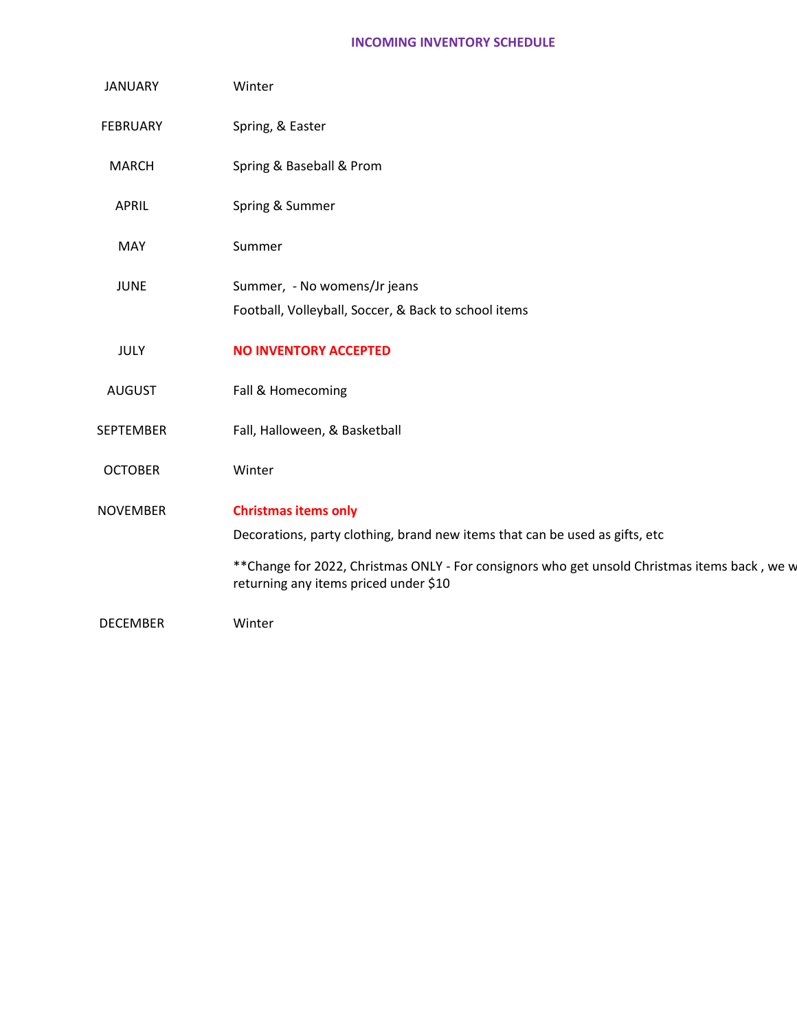# INCOMING INVENTORY SCHEDULE

| Month | Inventory |
| --- | --- |
| JANUARY | Winter |
| FEBRUARY | Spring, & Easter |
| MARCH | Spring & Baseball & Prom |
| APRIL | Spring & Summer |
| MAY | Summer |
| JUNE | Summer, - No womens/Jr jeans<br>Football, Volleyball, Soccer, & Back to school items |
| JULY | **NO INVENTORY ACCEPTED** |
| AUGUST | Fall & Homecoming |
| SEPTEMBER | Fall, Halloween, & Basketball |
| OCTOBER | Winter |
| NOVEMBER | **Christmas items only**<br>Decorations, party clothing, brand new items that can be used as gifts, etc<br>**Change for 2022, Christmas ONLY - For consignors who get unsold Christmas items back , we w returning any items priced under $10 |
| DECEMBER | Winter |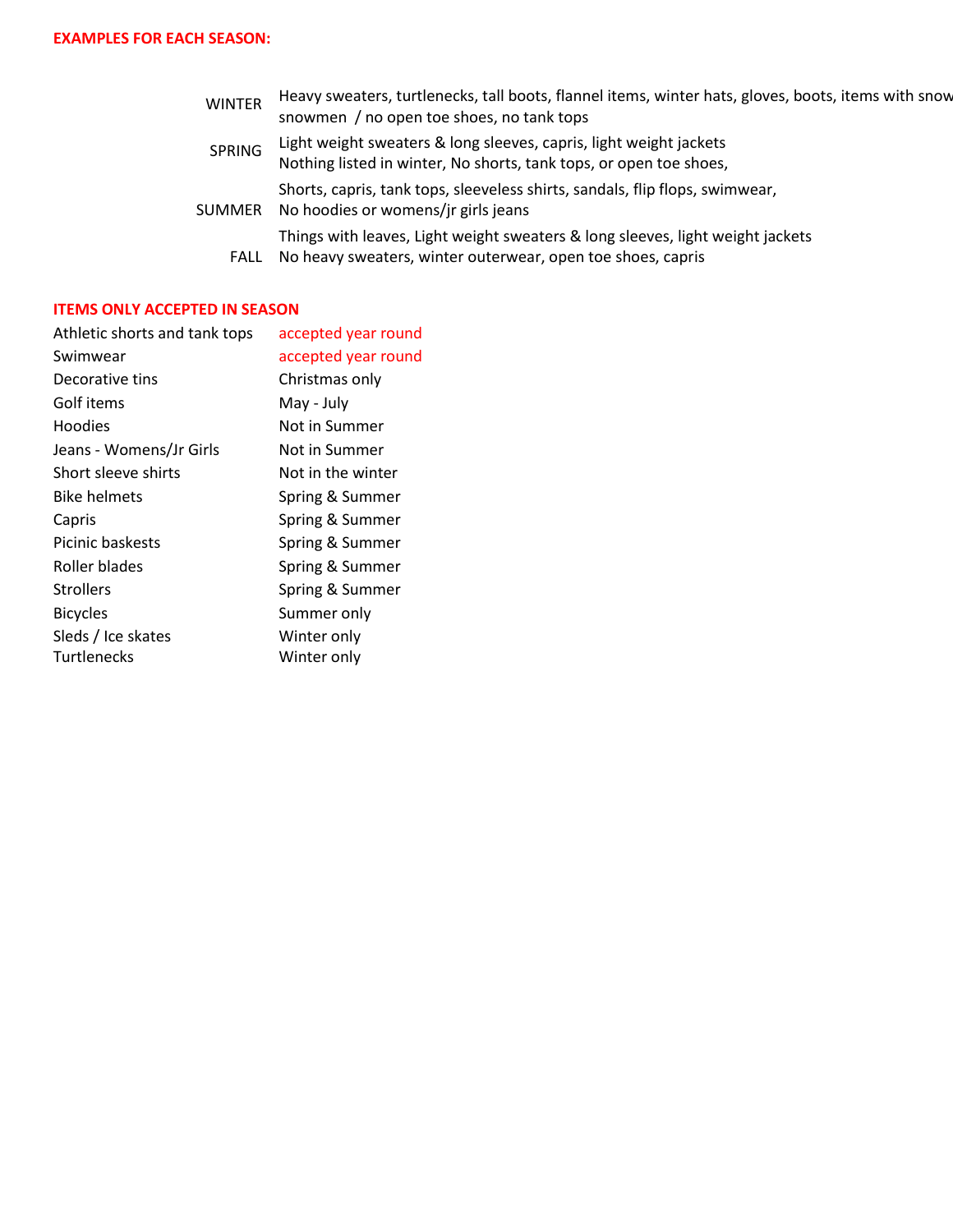**EXAMPLES FOR EACH SEASON:**

| | |
|---|---|
| WINTER | Heavy sweaters, turtlenecks, tall boots, flannel items, winter hats, gloves, boots, items with snow snowmen / no open toe shoes, no tank tops |
| SPRING | Light weight sweaters & long sleeves, capris, light weight jackets<br>Nothing listed in winter, No shorts, tank tops, or open toe shoes, |
| SUMMER | Shorts, capris, tank tops, sleeveless shirts, sandals, flip flops, swimwear,<br>No hoodies or womens/jr girls jeans |
| FALL | Things with leaves, Light weight sweaters & long sleeves, light weight jackets<br>No heavy sweaters, winter outerwear, open toe shoes, capris |

**ITEMS ONLY ACCEPTED IN SEASON**

| | |
|---|---|
| Athletic shorts and tank tops | accepted year round |
| Swimwear | accepted year round |
| Decorative tins | Christmas only |
| Golf items | May - July |
| Hoodies | Not in Summer |
| Jeans - Womens/Jr Girls | Not in Summer |
| Short sleeve shirts | Not in the winter |
| Bike helmets | Spring & Summer |
| Capris | Spring & Summer |
| Picinic baskests | Spring & Summer |
| Roller blades | Spring & Summer |
| Strollers | Spring & Summer |
| Bicycles | Summer only |
| Sleds / Ice skates | Winter only |
| Turtlenecks | Winter only |